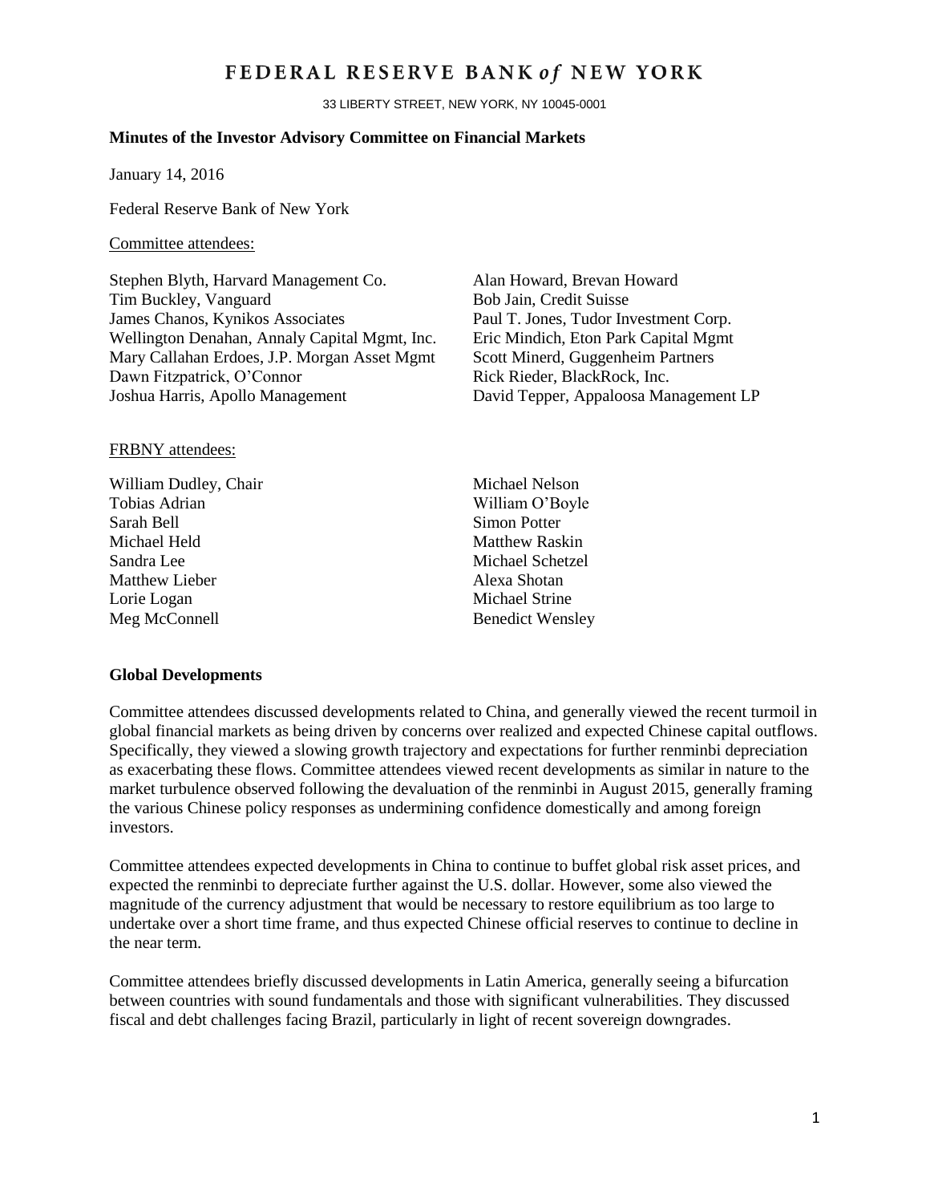# FEDERAL RESERVE BANK *of* NEW YORK

33 LIBERTY STREET, NEW YORK, NY 10045-0001

**Minutes of the Investor Advisory Committee on Financial Markets**

January 14, 2016

Federal Reserve Bank of New York

Committee attendees:

Stephen Blyth, Harvard Management Co.
Tim Buckley, Vanguard
James Chanos, Kynikos Associates
Wellington Denahan, Annaly Capital Mgmt, Inc.
Mary Callahan Erdoes, J.P. Morgan Asset Mgmt
Dawn Fitzpatrick, O'Connor
Joshua Harris, Apollo Management
Alan Howard, Brevan Howard
Bob Jain, Credit Suisse
Paul T. Jones, Tudor Investment Corp.
Eric Mindich, Eton Park Capital Mgmt
Scott Minerd, Guggenheim Partners
Rick Rieder, BlackRock, Inc.
David Tepper, Appaloosa Management LP

FRBNY attendees:

William Dudley, Chair
Tobias Adrian
Sarah Bell
Michael Held
Sandra Lee
Matthew Lieber
Lorie Logan
Meg McConnell
Michael Nelson
William O'Boyle
Simon Potter
Matthew Raskin
Michael Schetzel
Alexa Shotan
Michael Strine
Benedict Wensley

**Global Developments**

Committee attendees discussed developments related to China, and generally viewed the recent turmoil in global financial markets as being driven by concerns over realized and expected Chinese capital outflows. Specifically, they viewed a slowing growth trajectory and expectations for further renminbi depreciation as exacerbating these flows. Committee attendees viewed recent developments as similar in nature to the market turbulence observed following the devaluation of the renminbi in August 2015, generally framing the various Chinese policy responses as undermining confidence domestically and among foreign investors.

Committee attendees expected developments in China to continue to buffet global risk asset prices, and expected the renminbi to depreciate further against the U.S. dollar. However, some also viewed the magnitude of the currency adjustment that would be necessary to restore equilibrium as too large to undertake over a short time frame, and thus expected Chinese official reserves to continue to decline in the near term.

Committee attendees briefly discussed developments in Latin America, generally seeing a bifurcation between countries with sound fundamentals and those with significant vulnerabilities. They discussed fiscal and debt challenges facing Brazil, particularly in light of recent sovereign downgrades.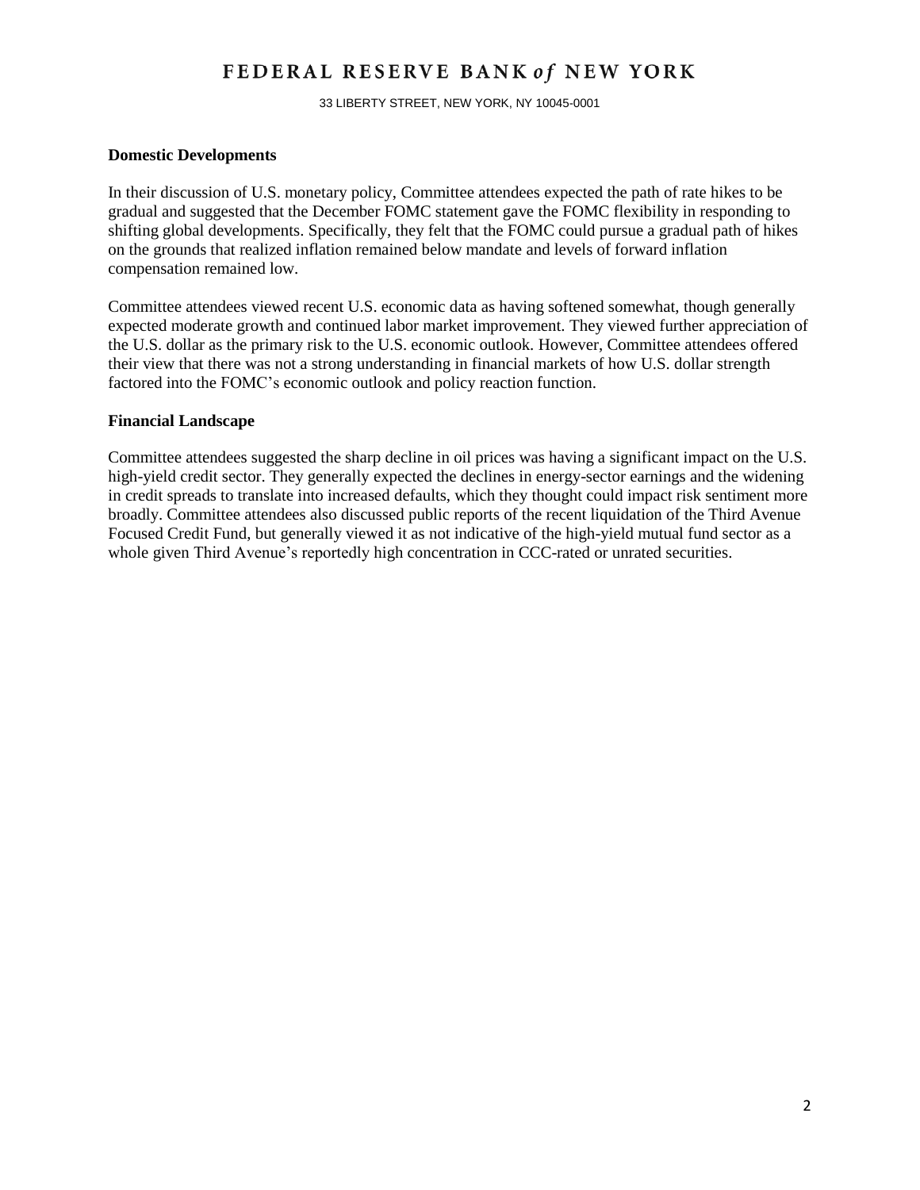**Domestic Developments**

In their discussion of U.S. monetary policy, Committee attendees expected the path of rate hikes to be gradual and suggested that the December FOMC statement gave the FOMC flexibility in responding to shifting global developments. Specifically, they felt that the FOMC could pursue a gradual path of hikes on the grounds that realized inflation remained below mandate and levels of forward inflation compensation remained low.

Committee attendees viewed recent U.S. economic data as having softened somewhat, though generally expected moderate growth and continued labor market improvement. They viewed further appreciation of the U.S. dollar as the primary risk to the U.S. economic outlook. However, Committee attendees offered their view that there was not a strong understanding in financial markets of how U.S. dollar strength factored into the FOMC's economic outlook and policy reaction function.

**Financial Landscape**

Committee attendees suggested the sharp decline in oil prices was having a significant impact on the U.S. high-yield credit sector. They generally expected the declines in energy-sector earnings and the widening in credit spreads to translate into increased defaults, which they thought could impact risk sentiment more broadly. Committee attendees also discussed public reports of the recent liquidation of the Third Avenue Focused Credit Fund, but generally viewed it as not indicative of the high-yield mutual fund sector as a whole given Third Avenue's reportedly high concentration in CCC-rated or unrated securities.